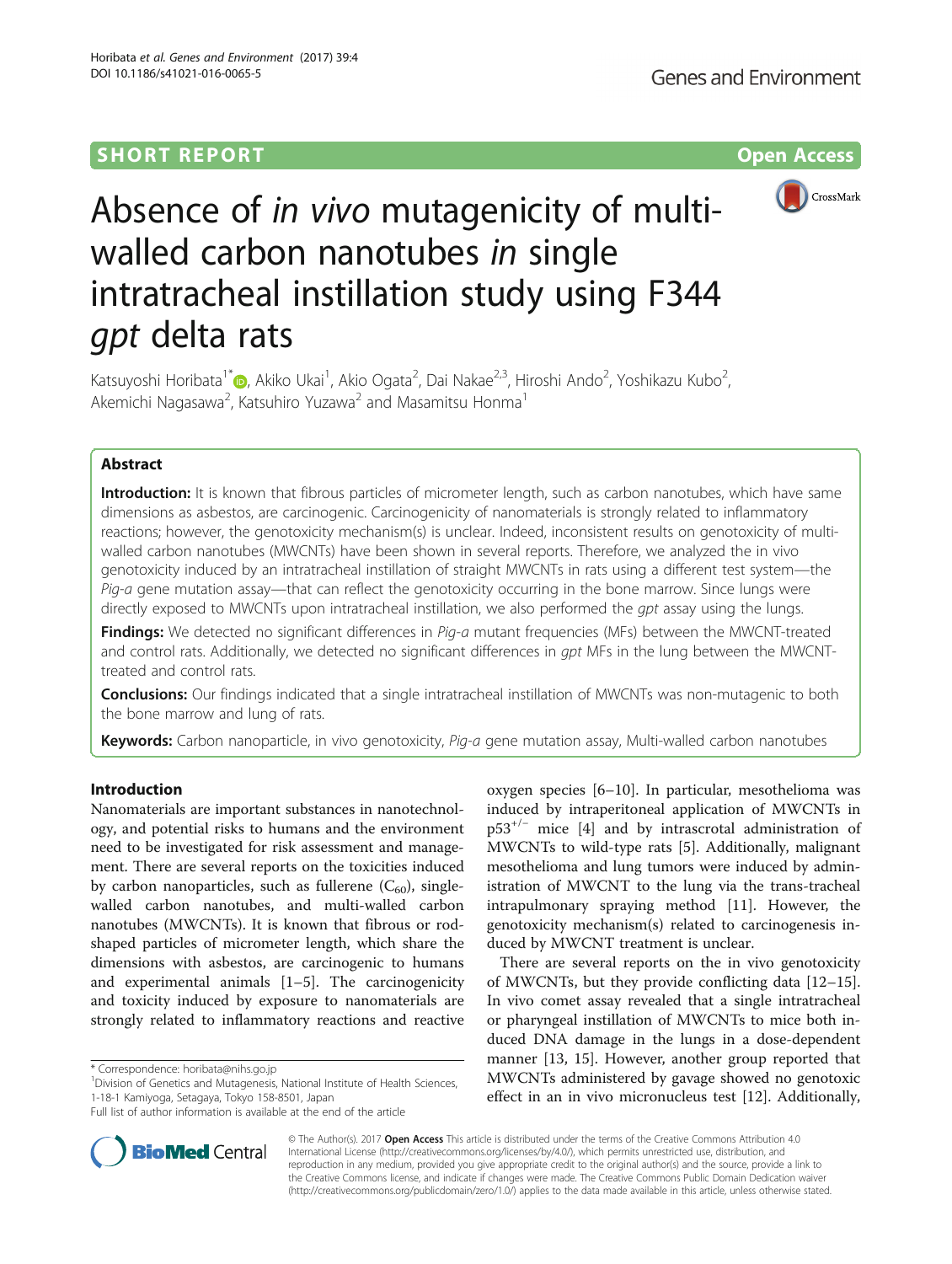# Absence of *in vivo* mutagenicity of multi-walled carbon nanotubes *in* single intratracheal instillation study using F344 *gpt* delta rats

Katsuyoshi Horibata[1*], Akiko Ukai[1], Akio Ogata[2], Dai Nakae[2,3], Hiroshi Ando[2], Yoshikazu Kubo[2], Akemichi Nagasawa[2], Katsuhiro Yuzawa[2] and Masamitsu Honma[1]

## Abstract

**Introduction:** It is known that fibrous particles of micrometer length, such as carbon nanotubes, which have same dimensions as asbestos, are carcinogenic. Carcinogenicity of nanomaterials is strongly related to inflammatory reactions; however, the genotoxicity mechanism(s) is unclear. Indeed, inconsistent results on genotoxicity of multi-walled carbon nanotubes (MWCNTs) have been shown in several reports. Therefore, we analyzed the in vivo genotoxicity induced by an intratracheal instillation of straight MWCNTs in rats using a different test system—the *Pig-a* gene mutation assay—that can reflect the genotoxicity occurring in the bone marrow. Since lungs were directly exposed to MWCNTs upon intratracheal instillation, we also performed the *gpt* assay using the lungs.

**Findings:** We detected no significant differences in *Pig-a* mutant frequencies (MFs) between the MWCNT-treated and control rats. Additionally, we detected no significant differences in *gpt* MFs in the lung between the MWCNT-treated and control rats.

**Conclusions:** Our findings indicated that a single intratracheal instillation of MWCNTs was non-mutagenic to both the bone marrow and lung of rats.

**Keywords:** Carbon nanoparticle, in vivo genotoxicity, *Pig-a* gene mutation assay, Multi-walled carbon nanotubes

## Introduction

Nanomaterials are important substances in nanotechnology, and potential risks to humans and the environment need to be investigated for risk assessment and management. There are several reports on the toxicities induced by carbon nanoparticles, such as fullerene ($C_{60}$), single-walled carbon nanotubes, and multi-walled carbon nanotubes (MWCNTs). It is known that fibrous or rod-shaped particles of micrometer length, which share the dimensions with asbestos, are carcinogenic to humans and experimental animals [1–5]. The carcinogenicity and toxicity induced by exposure to nanomaterials are strongly related to inflammatory reactions and reactive oxygen species [6–10]. In particular, mesothelioma was induced by intraperitoneal application of MWCNTs in $p53^{+/-}$ mice [4] and by intrascrotal administration of MWCNTs to wild-type rats [5]. Additionally, malignant mesothelioma and lung tumors were induced by administration of MWCNT to the lung via the trans-tracheal intrapulmonary spraying method [11]. However, the genotoxicity mechanism(s) related to carcinogenesis induced by MWCNT treatment is unclear.

There are several reports on the in vivo genotoxicity of MWCNTs, but they provide conflicting data [12–15]. In vivo comet assay revealed that a single intratracheal or pharyngeal instillation of MWCNTs to mice both induced DNA damage in the lungs in a dose-dependent manner [13, 15]. However, another group reported that MWCNTs administered by gavage showed no genotoxic effect in an in vivo micronucleus test [12]. Additionally,

\* Correspondence: horibata@nihs.go.jp
[1]Division of Genetics and Mutagenesis, National Institute of Health Sciences, 1-18-1 Kamiyoga, Setagaya, Tokyo 158-8501, Japan
Full list of author information is available at the end of the article

© The Author(s). 2017 **Open Access** This article is distributed under the terms of the Creative Commons Attribution 4.0 International License (http://creativecommons.org/licenses/by/4.0/), which permits unrestricted use, distribution, and reproduction in any medium, provided you give appropriate credit to the original author(s) and the source, provide a link to the Creative Commons license, and indicate if changes were made. The Creative Commons Public Domain Dedication waiver (http://creativecommons.org/publicdomain/zero/1.0/) applies to the data made available in this article, unless otherwise stated.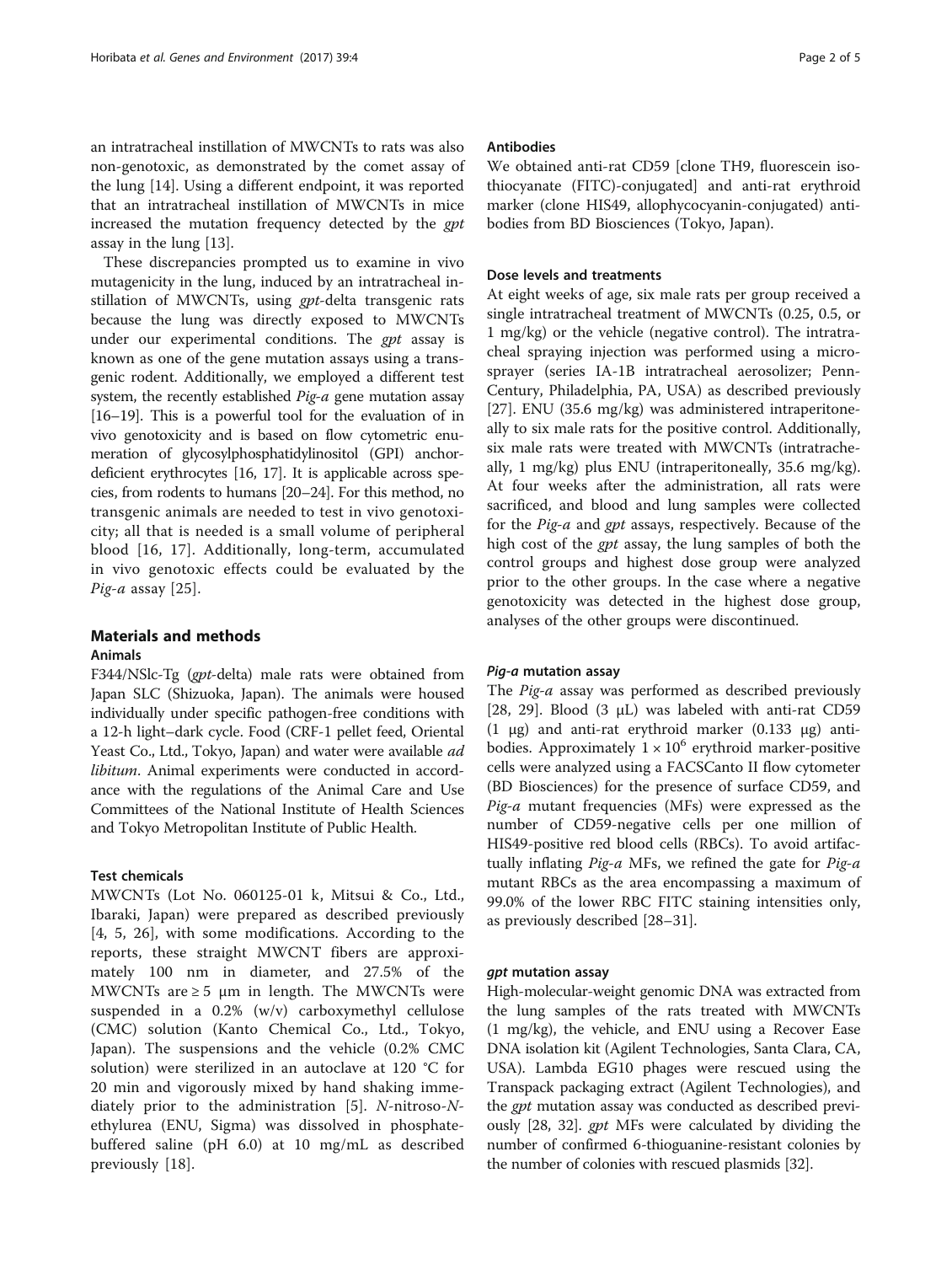an intratracheal instillation of MWCNTs to rats was also non-genotoxic, as demonstrated by the comet assay of the lung [14]. Using a different endpoint, it was reported that an intratracheal instillation of MWCNTs in mice increased the mutation frequency detected by the *gpt* assay in the lung [13].

These discrepancies prompted us to examine in vivo mutagenicity in the lung, induced by an intratracheal instillation of MWCNTs, using *gpt*-delta transgenic rats because the lung was directly exposed to MWCNTs under our experimental conditions. The *gpt* assay is known as one of the gene mutation assays using a transgenic rodent. Additionally, we employed a different test system, the recently established *Pig-a* gene mutation assay [16–19]. This is a powerful tool for the evaluation of in vivo genotoxicity and is based on flow cytometric enumeration of glycosylphosphatidylinositol (GPI) anchor-deficient erythrocytes [16, 17]. It is applicable across species, from rodents to humans [20–24]. For this method, no transgenic animals are needed to test in vivo genotoxicity; all that is needed is a small volume of peripheral blood [16, 17]. Additionally, long-term, accumulated in vivo genotoxic effects could be evaluated by the *Pig-a* assay [25].

## Materials and methods

### Animals

F344/NSlc-Tg (*gpt*-delta) male rats were obtained from Japan SLC (Shizuoka, Japan). The animals were housed individually under specific pathogen-free conditions with a 12-h light–dark cycle. Food (CRF-1 pellet feed, Oriental Yeast Co., Ltd., Tokyo, Japan) and water were available *ad libitum*. Animal experiments were conducted in accordance with the regulations of the Animal Care and Use Committees of the National Institute of Health Sciences and Tokyo Metropolitan Institute of Public Health.

### Test chemicals

MWCNTs (Lot No. 060125-01 k, Mitsui & Co., Ltd., Ibaraki, Japan) were prepared as described previously [4, 5, 26], with some modifications. According to the reports, these straight MWCNT fibers are approximately 100 nm in diameter, and 27.5% of the MWCNTs are ≥ 5 μm in length. The MWCNTs were suspended in a 0.2% (w/v) carboxymethyl cellulose (CMC) solution (Kanto Chemical Co., Ltd., Tokyo, Japan). The suspensions and the vehicle (0.2% CMC solution) were sterilized in an autoclave at 120 °C for 20 min and vigorously mixed by hand shaking immediately prior to the administration [5]. *N*-nitroso-*N*-ethylurea (ENU, Sigma) was dissolved in phosphate-buffered saline (pH 6.0) at 10 mg/mL as described previously [18].

### Antibodies

We obtained anti-rat CD59 [clone TH9, fluorescein isothiocyanate (FITC)-conjugated] and anti-rat erythroid marker (clone HIS49, allophycocyanin-conjugated) antibodies from BD Biosciences (Tokyo, Japan).

### Dose levels and treatments

At eight weeks of age, six male rats per group received a single intratracheal treatment of MWCNTs (0.25, 0.5, or 1 mg/kg) or the vehicle (negative control). The intratracheal spraying injection was performed using a microsprayer (series IA-1B intratracheal aerosolizer; Penn-Century, Philadelphia, PA, USA) as described previously [27]. ENU (35.6 mg/kg) was administered intraperitoneally to six male rats for the positive control. Additionally, six male rats were treated with MWCNTs (intratracheally, 1 mg/kg) plus ENU (intraperitoneally, 35.6 mg/kg). At four weeks after the administration, all rats were sacrificed, and blood and lung samples were collected for the *Pig-a* and *gpt* assays, respectively. Because of the high cost of the *gpt* assay, the lung samples of both the control groups and highest dose group were analyzed prior to the other groups. In the case where a negative genotoxicity was detected in the highest dose group, analyses of the other groups were discontinued.

### *Pig-a* mutation assay

The *Pig-a* assay was performed as described previously [28, 29]. Blood (3 μL) was labeled with anti-rat CD59 (1 μg) and anti-rat erythroid marker (0.133 μg) antibodies. Approximately $1 \times 10^6$ erythroid marker-positive cells were analyzed using a FACSCanto II flow cytometer (BD Biosciences) for the presence of surface CD59, and *Pig-a* mutant frequencies (MFs) were expressed as the number of CD59-negative cells per one million of HIS49-positive red blood cells (RBCs). To avoid artifactually inflating *Pig-a* MFs, we refined the gate for *Pig-a* mutant RBCs as the area encompassing a maximum of 99.0% of the lower RBC FITC staining intensities only, as previously described [28–31].

### *gpt* mutation assay

High-molecular-weight genomic DNA was extracted from the lung samples of the rats treated with MWCNTs (1 mg/kg), the vehicle, and ENU using a Recover Ease DNA isolation kit (Agilent Technologies, Santa Clara, CA, USA). Lambda EG10 phages were rescued using the Transpack packaging extract (Agilent Technologies), and the *gpt* mutation assay was conducted as described previously [28, 32]. *gpt* MFs were calculated by dividing the number of confirmed 6-thioguanine-resistant colonies by the number of colonies with rescued plasmids [32].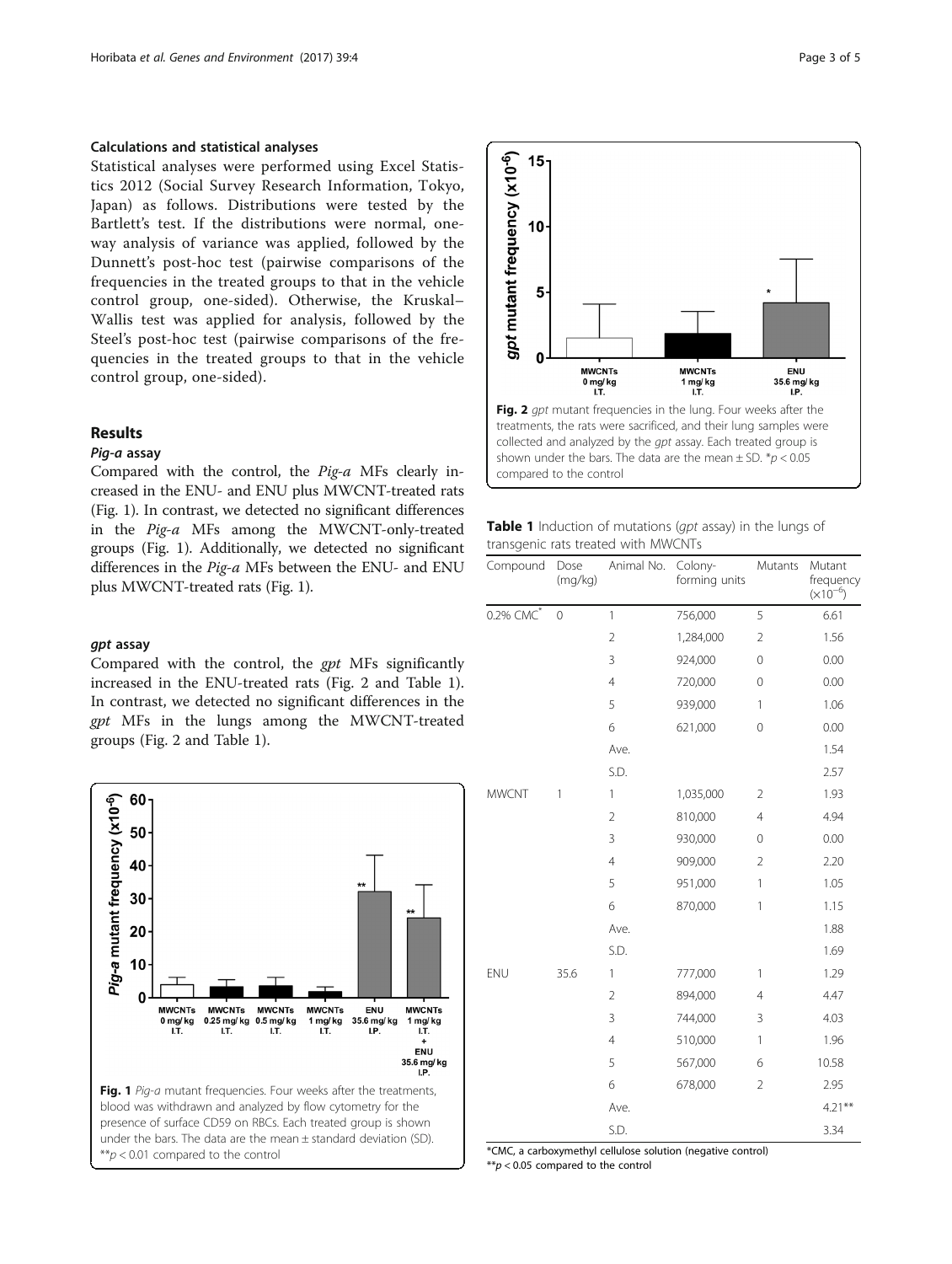### Calculations and statistical analyses

Statistical analyses were performed using Excel Statistics 2012 (Social Survey Research Information, Tokyo, Japan) as follows. Distributions were tested by the Bartlett's test. If the distributions were normal, one-way analysis of variance was applied, followed by the Dunnett's post-hoc test (pairwise comparisons of the frequencies in the treated groups to that in the vehicle control group, one-sided). Otherwise, the Kruskal–Wallis test was applied for analysis, followed by the Steel's post-hoc test (pairwise comparisons of the frequencies in the treated groups to that in the vehicle control group, one-sided).

## Results

### *Pig-a* assay

Compared with the control, the *Pig-a* MFs clearly increased in the ENU- and ENU plus MWCNT-treated rats (Fig. 1). In contrast, we detected no significant differences in the *Pig-a* MFs among the MWCNT-only-treated groups (Fig. 1). Additionally, we detected no significant differences in the *Pig-a* MFs between the ENU- and ENU plus MWCNT-treated rats (Fig. 1).

### *gpt* assay

Compared with the control, the *gpt* MFs significantly increased in the ENU-treated rats (Fig. 2 and Table 1). In contrast, we detected no significant differences in the *gpt* MFs in the lungs among the MWCNT-treated groups (Fig. 2 and Table 1).

**Fig. 1** *Pig-a* mutant frequencies. Four weeks after the treatments, blood was withdrawn and analyzed by flow cytometry for the presence of surface CD59 on RBCs. Each treated group is shown under the bars. The data are the mean ± standard deviation (SD). $^{**}p < 0.01$ compared to the control

**Fig. 2** *gpt* mutant frequencies in the lung. Four weeks after the treatments, the rats were sacrificed, and their lung samples were collected and analyzed by the *gpt* assay. Each treated group is shown under the bars. The data are the mean ± SD. $^{*}p < 0.05$ compared to the control

**Table 1** Induction of mutations (*gpt* assay) in the lungs of transgenic rats treated with MWCNTs

| Compound | Dose (mg/kg) | Animal No. | Colony-forming units | Mutants | Mutant frequency ($\times10^{-6}$) |
|---|---|---|---|---|---|
| 0.2% CMC* | 0 | 1 | 756,000 | 5 | 6.61 |
| | | 2 | 1,284,000 | 2 | 1.56 |
| | | 3 | 924,000 | 0 | 0.00 |
| | | 4 | 720,000 | 0 | 0.00 |
| | | 5 | 939,000 | 1 | 1.06 |
| | | 6 | 621,000 | 0 | 0.00 |
| | | Ave. | | | 1.54 |
| | | S.D. | | | 2.57 |
| MWCNT | 1 | 1 | 1,035,000 | 2 | 1.93 |
| | | 2 | 810,000 | 4 | 4.94 |
| | | 3 | 930,000 | 0 | 0.00 |
| | | 4 | 909,000 | 2 | 2.20 |
| | | 5 | 951,000 | 1 | 1.05 |
| | | 6 | 870,000 | 1 | 1.15 |
| | | Ave. | | | 1.88 |
| | | S.D. | | | 1.69 |
| ENU | 35.6 | 1 | 777,000 | 1 | 1.29 |
| | | 2 | 894,000 | 4 | 4.47 |
| | | 3 | 744,000 | 3 | 4.03 |
| | | 4 | 510,000 | 1 | 1.96 |
| | | 5 | 567,000 | 6 | 10.58 |
| | | 6 | 678,000 | 2 | 2.95 |
| | | Ave. | | | 4.21** |
| | | S.D. | | | 3.34 |

*CMC, a carboxymethyl cellulose solution (negative control)
$^{**}p < 0.05$ compared to the control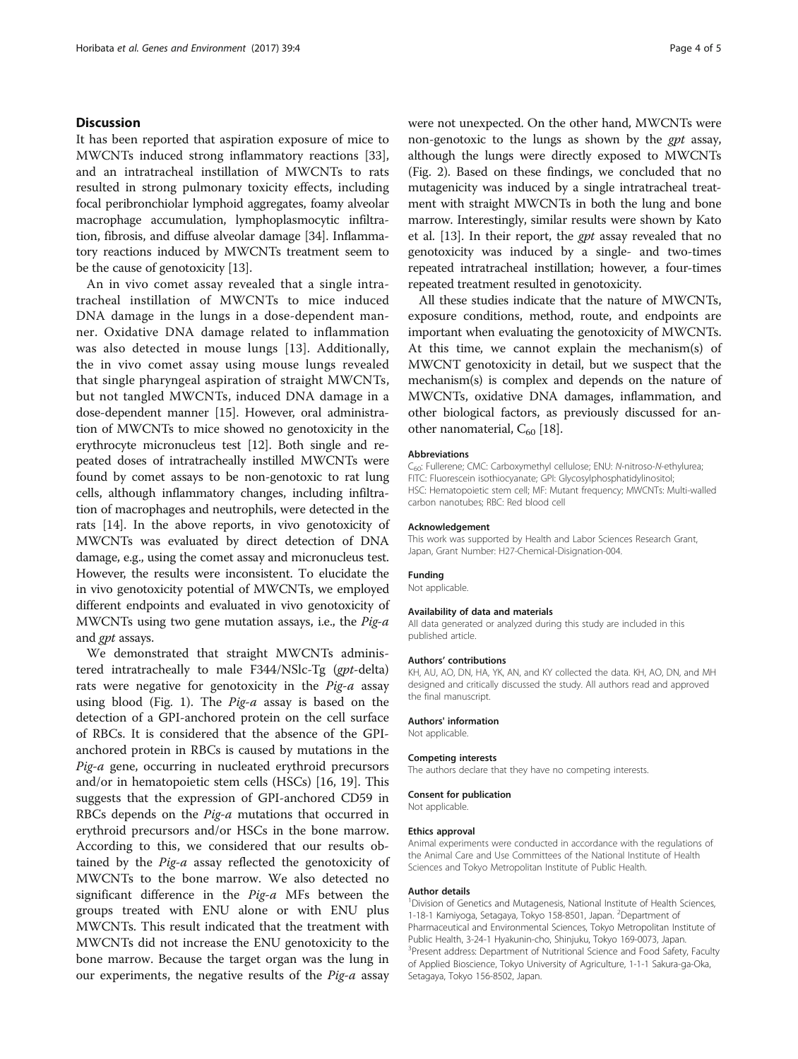## Discussion

It has been reported that aspiration exposure of mice to MWCNTs induced strong inflammatory reactions [33], and an intratracheal instillation of MWCNTs to rats resulted in strong pulmonary toxicity effects, including focal peribronchiolar lymphoid aggregates, foamy alveolar macrophage accumulation, lymphoplasmocytic infiltration, fibrosis, and diffuse alveolar damage [34]. Inflammatory reactions induced by MWCNTs treatment seem to be the cause of genotoxicity [13].

An in vivo comet assay revealed that a single intratracheal instillation of MWCNTs to mice induced DNA damage in the lungs in a dose-dependent manner. Oxidative DNA damage related to inflammation was also detected in mouse lungs [13]. Additionally, the in vivo comet assay using mouse lungs revealed that single pharyngeal aspiration of straight MWCNTs, but not tangled MWCNTs, induced DNA damage in a dose-dependent manner [15]. However, oral administration of MWCNTs to mice showed no genotoxicity in the erythrocyte micronucleus test [12]. Both single and repeated doses of intratracheally instilled MWCNTs were found by comet assays to be non-genotoxic to rat lung cells, although inflammatory changes, including infiltration of macrophages and neutrophils, were detected in the rats [14]. In the above reports, in vivo genotoxicity of MWCNTs was evaluated by direct detection of DNA damage, e.g., using the comet assay and micronucleus test. However, the results were inconsistent. To elucidate the in vivo genotoxicity potential of MWCNTs, we employed different endpoints and evaluated in vivo genotoxicity of MWCNTs using two gene mutation assays, i.e., the *Pig-a* and *gpt* assays.

We demonstrated that straight MWCNTs administered intratracheally to male F344/NSlc-Tg (*gpt*-delta) rats were negative for genotoxicity in the *Pig-a* assay using blood (Fig. 1). The *Pig-a* assay is based on the detection of a GPI-anchored protein on the cell surface of RBCs. It is considered that the absence of the GPI-anchored protein in RBCs is caused by mutations in the *Pig-a* gene, occurring in nucleated erythroid precursors and/or in hematopoietic stem cells (HSCs) [16, 19]. This suggests that the expression of GPI-anchored CD59 in RBCs depends on the *Pig-a* mutations that occurred in erythroid precursors and/or HSCs in the bone marrow. According to this, we considered that our results obtained by the *Pig-a* assay reflected the genotoxicity of MWCNTs to the bone marrow. We also detected no significant difference in the *Pig-a* MFs between the groups treated with ENU alone or with ENU plus MWCNTs. This result indicated that the treatment with MWCNTs did not increase the ENU genotoxicity to the bone marrow. Because the target organ was the lung in our experiments, the negative results of the *Pig-a* assay were not unexpected. On the other hand, MWCNTs were non-genotoxic to the lungs as shown by the *gpt* assay, although the lungs were directly exposed to MWCNTs (Fig. 2). Based on these findings, we concluded that no mutagenicity was induced by a single intratracheal treatment with straight MWCNTs in both the lung and bone marrow. Interestingly, similar results were shown by Kato et al. [13]. In their report, the *gpt* assay revealed that no genotoxicity was induced by a single- and two-times repeated intratracheal instillation; however, a four-times repeated treatment resulted in genotoxicity.

All these studies indicate that the nature of MWCNTs, exposure conditions, method, route, and endpoints are important when evaluating the genotoxicity of MWCNTs. At this time, we cannot explain the mechanism(s) of MWCNT genotoxicity in detail, but we suspect that the mechanism(s) is complex and depends on the nature of MWCNTs, oxidative DNA damages, inflammation, and other biological factors, as previously discussed for another nanomaterial, $C_{60}$ [18].

#### Abbreviations

$C_{60}$: Fullerene; CMC: Carboxymethyl cellulose; ENU: *N*-nitroso-*N*-ethylurea; FITC: Fluorescein isothiocyanate; GPI: Glycosylphosphatidylinositol; HSC: Hematopoietic stem cell; MF: Mutant frequency; MWCNTs: Multi-walled carbon nanotubes; RBC: Red blood cell

#### Acknowledgement

This work was supported by Health and Labor Sciences Research Grant, Japan, Grant Number: H27-Chemical-Disignation-004.

#### Funding

Not applicable.

#### Availability of data and materials

All data generated or analyzed during this study are included in this published article.

#### Authors' contributions

KH, AU, AO, DN, HA, YK, AN, and KY collected the data. KH, AO, DN, and MH designed and critically discussed the study. All authors read and approved the final manuscript.

#### Authors' information

Not applicable.

#### Competing interests

The authors declare that they have no competing interests.

#### Consent for publication

Not applicable.

#### Ethics approval

Animal experiments were conducted in accordance with the regulations of the Animal Care and Use Committees of the National Institute of Health Sciences and Tokyo Metropolitan Institute of Public Health.

#### Author details

[1]Division of Genetics and Mutagenesis, National Institute of Health Sciences, 1-18-1 Kamiyoga, Setagaya, Tokyo 158-8501, Japan. [2]Department of Pharmaceutical and Environmental Sciences, Tokyo Metropolitan Institute of Public Health, 3-24-1 Hyakunin-cho, Shinjuku, Tokyo 169-0073, Japan. [3]Present address: Department of Nutritional Science and Food Safety, Faculty of Applied Bioscience, Tokyo University of Agriculture, 1-1-1 Sakura-ga-Oka, Setagaya, Tokyo 156-8502, Japan.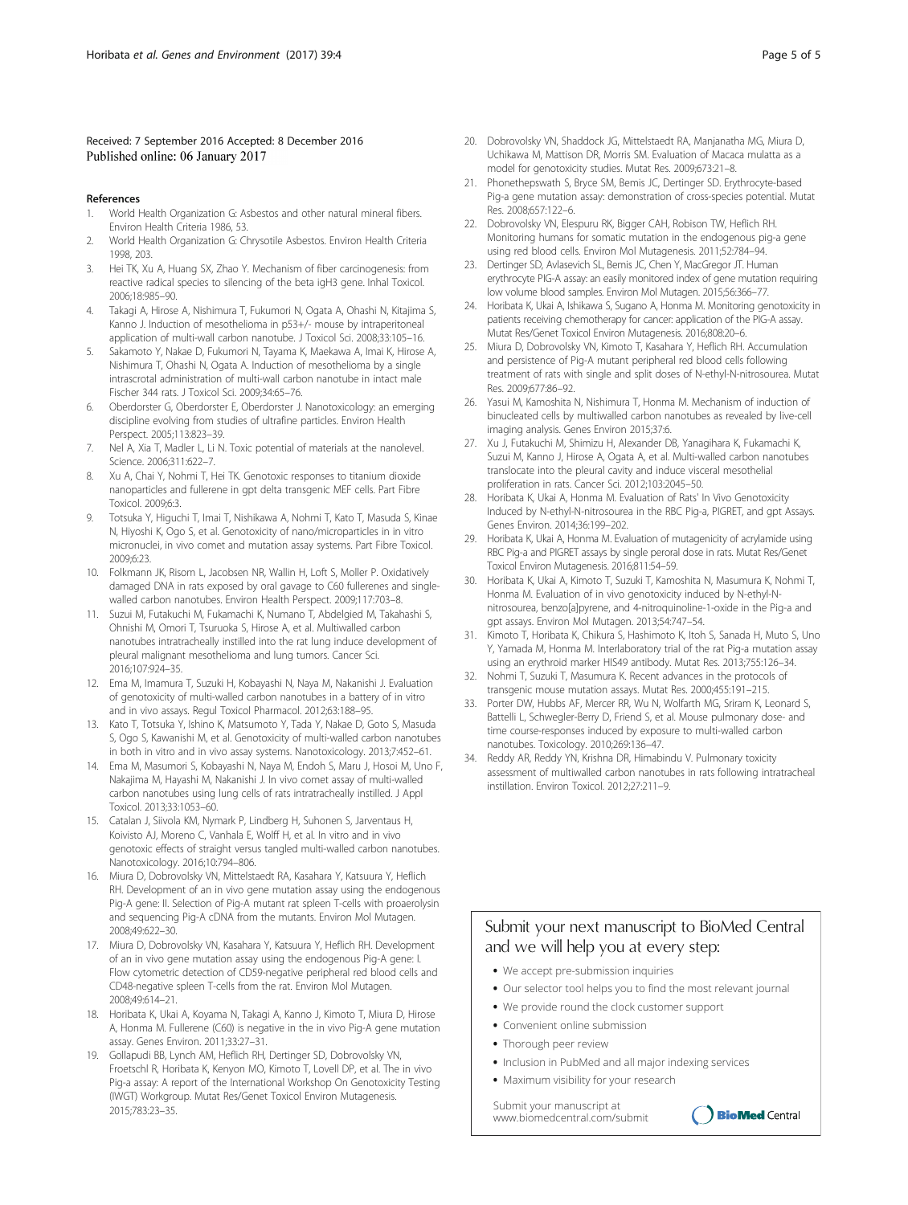Received: 7 September 2016 Accepted: 8 December 2016
Published online: 06 January 2017

## References

1. World Health Organization G: Asbestos and other natural mineral fibers. Environ Health Criteria 1986, 53.
2. World Health Organization G: Chrysotile Asbestos. Environ Health Criteria 1998, 203.
3. Hei TK, Xu A, Huang SX, Zhao Y. Mechanism of fiber carcinogenesis: from reactive radical species to silencing of the beta igH3 gene. Inhal Toxicol. 2006;18:985–90.
4. Takagi A, Hirose A, Nishimura T, Fukumori N, Ogata A, Ohashi N, Kitajima S, Kanno J. Induction of mesothelioma in p53+/- mouse by intraperitoneal application of multi-wall carbon nanotube. J Toxicol Sci. 2008;33:105–16.
5. Sakamoto Y, Nakae D, Fukumori N, Tayama K, Maekawa A, Imai K, Hirose A, Nishimura T, Ohashi N, Ogata A. Induction of mesothelioma by a single intrascrotal administration of multi-wall carbon nanotube in intact male Fischer 344 rats. J Toxicol Sci. 2009;34:65–76.
6. Oberdorster G, Oberdorster E, Oberdorster J. Nanotoxicology: an emerging discipline evolving from studies of ultrafine particles. Environ Health Perspect. 2005;113:823–39.
7. Nel A, Xia T, Madler L, Li N. Toxic potential of materials at the nanolevel. Science. 2006;311:622–7.
8. Xu A, Chai Y, Nohmi T, Hei TK. Genotoxic responses to titanium dioxide nanoparticles and fullerene in gpt delta transgenic MEF cells. Part Fibre Toxicol. 2009;6:3.
9. Totsuka Y, Higuchi T, Imai T, Nishikawa A, Nohmi T, Kato T, Masuda S, Kinae N, Hiyoshi K, Ogo S, et al. Genotoxicity of nano/microparticles in in vitro micronuclei, in vivo comet and mutation assay systems. Part Fibre Toxicol. 2009;6:23.
10. Folkmann JK, Risom L, Jacobsen NR, Wallin H, Loft S, Moller P. Oxidatively damaged DNA in rats exposed by oral gavage to C60 fullerenes and single-walled carbon nanotubes. Environ Health Perspect. 2009;117:703–8.
11. Suzui M, Futakuchi M, Fukamachi K, Numano T, Abdelgied M, Takahashi S, Ohnishi M, Omori T, Tsuruoka S, Hirose A, et al. Multiwalled carbon nanotubes intratracheally instilled into the rat lung induce development of pleural malignant mesothelioma and lung tumors. Cancer Sci. 2016;107:924–35.
12. Ema M, Imamura T, Suzuki H, Kobayashi N, Naya M, Nakanishi J. Evaluation of genotoxicity of multi-walled carbon nanotubes in a battery of in vitro and in vivo assays. Regul Toxicol Pharmacol. 2012;63:188–95.
13. Kato T, Totsuka Y, Ishino K, Matsumoto Y, Tada Y, Nakae D, Goto S, Masuda S, Ogo S, Kawanishi M, et al. Genotoxicity of multi-walled carbon nanotubes in both in vitro and in vivo assay systems. Nanotoxicology. 2013;7:452–61.
14. Ema M, Masumori S, Kobayashi N, Naya M, Endoh S, Maru J, Hosoi M, Uno F, Nakajima M, Hayashi M, Nakanishi J. In vivo comet assay of multi-walled carbon nanotubes using lung cells of rats intratracheally instilled. J Appl Toxicol. 2013;33:1053–60.
15. Catalan J, Siivola KM, Nymark P, Lindberg H, Suhonen S, Jarventaus H, Koivisto AJ, Moreno C, Vanhala E, Wolff H, et al. In vitro and in vivo genotoxic effects of straight versus tangled multi-walled carbon nanotubes. Nanotoxicology. 2016;10:794–806.
16. Miura D, Dobrovolsky VN, Mittelstaedt RA, Kasahara Y, Katsuura Y, Heflich RH. Development of an in vivo gene mutation assay using the endogenous Pig-A gene: II. Selection of Pig-A mutant rat spleen T-cells with proaerolysin and sequencing Pig-A cDNA from the mutants. Environ Mol Mutagen. 2008;49:622–30.
17. Miura D, Dobrovolsky VN, Kasahara Y, Katsuura Y, Heflich RH. Development of an in vivo gene mutation assay using the endogenous Pig-A gene: I. Flow cytometric detection of CD59-negative peripheral red blood cells and CD48-negative spleen T-cells from the rat. Environ Mol Mutagen. 2008;49:614–21.
18. Horibata K, Ukai A, Koyama N, Takagi A, Kanno J, Kimoto T, Miura D, Hirose A, Honma M. Fullerene (C60) is negative in the in vivo Pig-A gene mutation assay. Genes Environ. 2011;33:27–31.
19. Gollapudi BB, Lynch AM, Heflich RH, Dertinger SD, Dobrovolsky VN, Froetschl R, Horibata K, Kenyon MO, Kimoto T, Lovell DP, et al. The in vivo Pig-a assay: A report of the International Workshop On Genotoxicity Testing (IWGT) Workgroup. Mutat Res/Genet Toxicol Environ Mutagenesis. 2015;783:23–35.
20. Dobrovolsky VN, Shaddock JG, Mittelstaedt RA, Manjanatha MG, Miura D, Uchikawa M, Mattison DR, Morris SM. Evaluation of Macaca mulatta as a model for genotoxicity studies. Mutat Res. 2009;673:21–8.
21. Phonethepswath S, Bryce SM, Bemis JC, Dertinger SD. Erythrocyte-based Pig-a gene mutation assay: demonstration of cross-species potential. Mutat Res. 2008;657:122–6.
22. Dobrovolsky VN, Elespuru RK, Bigger CAH, Robison TW, Heflich RH. Monitoring humans for somatic mutation in the endogenous pig-a gene using red blood cells. Environ Mol Mutagenesis. 2011;52:784–94.
23. Dertinger SD, Avlasevich SL, Bemis JC, Chen Y, MacGregor JT. Human erythrocyte PIG-A assay: an easily monitored index of gene mutation requiring low volume blood samples. Environ Mol Mutagen. 2015;56:366–77.
24. Horibata K, Ukai A, Ishikawa S, Sugano A, Honma M. Monitoring genotoxicity in patients receiving chemotherapy for cancer: application of the PIG-A assay. Mutat Res/Genet Toxicol Environ Mutagenesis. 2016;808:20–6.
25. Miura D, Dobrovolsky VN, Kimoto T, Kasahara Y, Heflich RH. Accumulation and persistence of Pig-A mutant peripheral red blood cells following treatment of rats with single and split doses of N-ethyl-N-nitrosourea. Mutat Res. 2009;677:86–92.
26. Yasui M, Kamoshita N, Nishimura T, Honma M. Mechanism of induction of binucleated cells by multiwalled carbon nanotubes as revealed by live-cell imaging analysis. Genes Environ 2015;37:6.
27. Xu J, Futakuchi M, Shimizu H, Alexander DB, Yanagihara K, Fukamachi K, Suzui M, Kanno J, Hirose A, Ogata A, et al. Multi-walled carbon nanotubes translocate into the pleural cavity and induce visceral mesothelial proliferation in rats. Cancer Sci. 2012;103:2045–50.
28. Horibata K, Ukai A, Honma M. Evaluation of Rats' In Vivo Genotoxicity Induced by N-ethyl-N-nitrosourea in the RBC Pig-a, PIGRET, and gpt Assays. Genes Environ. 2014;36:199–202.
29. Horibata K, Ukai A, Honma M. Evaluation of mutagenicity of acrylamide using RBC Pig-a and PIGRET assays by single peroral dose in rats. Mutat Res/Genet Toxicol Environ Mutagenesis. 2016;811:54–59.
30. Horibata K, Ukai A, Kimoto T, Suzuki T, Kamoshita N, Masumura K, Nohmi T, Honma M. Evaluation of in vivo genotoxicity induced by N-ethyl-N-nitrosourea, benzo[a]pyrene, and 4-nitroquinoline-1-oxide in the Pig-a and gpt assays. Environ Mol Mutagen. 2013;54:747–54.
31. Kimoto T, Horibata K, Chikura S, Hashimoto K, Itoh S, Sanada H, Muto S, Uno Y, Yamada M, Honma M. Interlaboratory trial of the rat Pig-a mutation assay using an erythroid marker HIS49 antibody. Mutat Res. 2013;755:126–34.
32. Nohmi T, Suzuki T, Masumura K. Recent advances in the protocols of transgenic mouse mutation assays. Mutat Res. 2000;455:191–215.
33. Porter DW, Hubbs AF, Mercer RR, Wu N, Wolfarth MG, Sriram K, Leonard S, Battelli L, Schwegler-Berry D, Friend S, et al. Mouse pulmonary dose- and time course-responses induced by exposure to multi-walled carbon nanotubes. Toxicology. 2010;269:136–47.
34. Reddy AR, Reddy YN, Krishna DR, Himabindu V. Pulmonary toxicity assessment of multiwalled carbon nanotubes in rats following intratracheal instillation. Environ Toxicol. 2012;27:211–9.

Submit your next manuscript to BioMed Central and we will help you at every step:

- We accept pre-submission inquiries
- Our selector tool helps you to find the most relevant journal
- We provide round the clock customer support
- Convenient online submission
- Thorough peer review
- Inclusion in PubMed and all major indexing services
- Maximum visibility for your research

Submit your manuscript at
www.biomedcentral.com/submit

BioMed Central